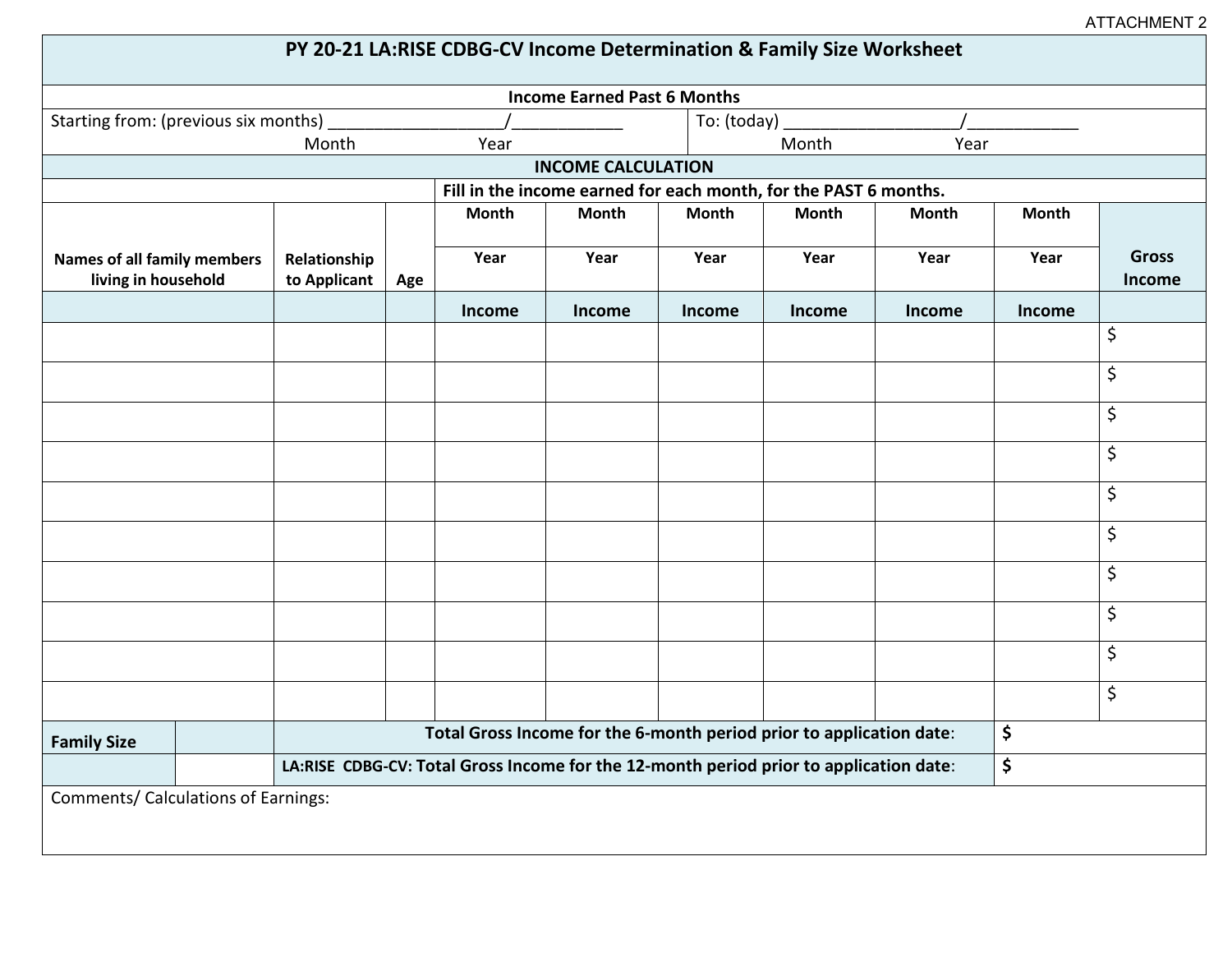ATTACHMENT 2

# PY 20-21 LA:RISE CDBG-CV Income Determination & Family Size Worksheet

**Income Earned Past 6 Months**

Starting from: (previous six months) ____________________/____________
Month Year

To: (today) ____________________/____________
Month Year

**INCOME CALCULATION**

| Names of all family members living in household | Relationship to Applicant | Age | Fill in the income earned for each month, for the PAST 6 months. | | | | | | Gross Income |
|---|---|---|---|---|---|---|---|---|---|
| | | | Month | Month | Month | Month | Month | Month | |
| | | | Year | Year | Year | Year | Year | Year | |
| | | | Income | Income | Income | Income | Income | Income | |
| | | | | | | | | | $ |
| | | | | | | | | | $ |
| | | | | | | | | | $ |
| | | | | | | | | | $ |
| | | | | | | | | | $ |
| | | | | | | | | | $ |
| | | | | | | | | | $ |
| | | | | | | | | | $ |
| | | | | | | | | | $ |
| | | | | | | | | | $ |

| Family Size | | Total Gross Income for the 6-month period prior to application date: | $ |
|---|---|---|---|
| | | LA:RISE CDBG-CV: Total Gross Income for the 12-month period prior to application date: | $ |

Comments/ Calculations of Earnings: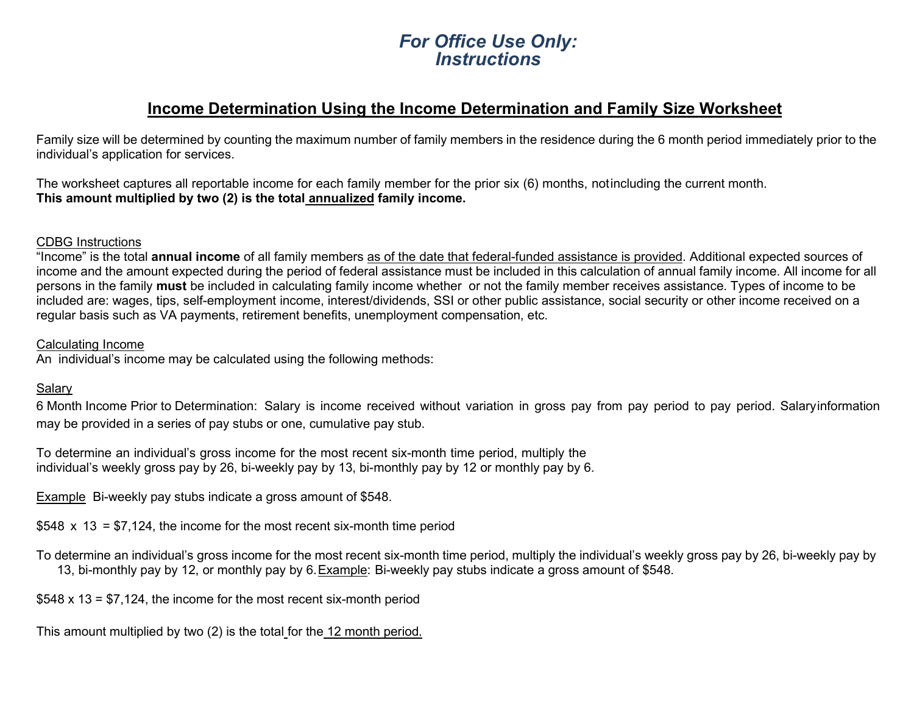# *For Office Use Only: Instructions*

## Income Determination Using the Income Determination and Family Size Worksheet

Family size will be determined by counting the maximum number of family members in the residence during the 6 month period immediately prior to the individual's application for services.

The worksheet captures all reportable income for each family member for the prior six (6) months, not including the current month.
**This amount multiplied by two (2) is the total annualized family income.**

CDBG Instructions
"Income" is the total **annual income** of all family members as of the date that federal-funded assistance is provided. Additional expected sources of income and the amount expected during the period of federal assistance must be included in this calculation of annual family income. All income for all persons in the family **must** be included in calculating family income whether or not the family member receives assistance. Types of income to be included are: wages, tips, self-employment income, interest/dividends, SSI or other public assistance, social security or other income received on a regular basis such as VA payments, retirement benefits, unemployment compensation, etc.

Calculating Income
An individual's income may be calculated using the following methods:

Salary
6 Month Income Prior to Determination: Salary is income received without variation in gross pay from pay period to pay period. Salary information may be provided in a series of pay stubs or one, cumulative pay stub.

To determine an individual's gross income for the most recent six-month time period, multiply the individual's weekly gross pay by 26, bi-weekly pay by 13, bi-monthly pay by 12 or monthly pay by 6.

Example Bi-weekly pay stubs indicate a gross amount of $548.

$548 x 13 = $7,124, the income for the most recent six-month time period

To determine an individual's gross income for the most recent six-month time period, multiply the individual's weekly gross pay by 26, bi-weekly pay by 13, bi-monthly pay by 12, or monthly pay by 6. Example: Bi-weekly pay stubs indicate a gross amount of $548.

$548 x 13 = $7,124, the income for the most recent six-month period

This amount multiplied by two (2) is the total for the 12 month period.